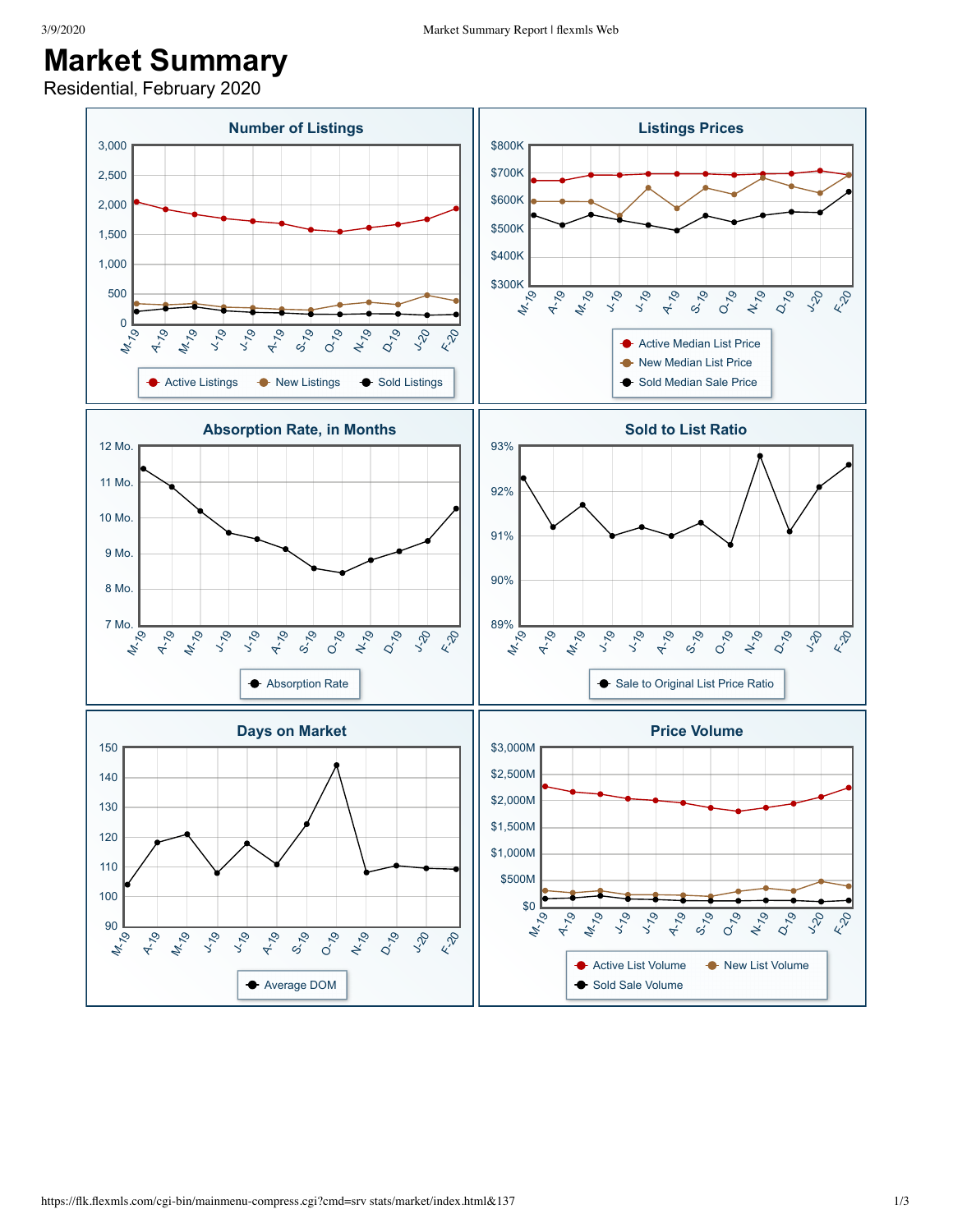# Market Summary

Residential, February 2020

## Number of Listings

3,000
2,500
2,000
1,500
1,000
500
0

M-19 A-19 M-19 J-19 J-19 A-19 S-19 O-19 N-19 D-19 J-20 F-20

Active Listings — New Listings — Sold Listings

## Listings Prices

$800K
$700K
$600K
$500K
$400K
$300K

M-19 A-19 M-19 J-19 J-19 A-19 S-19 O-19 N-19 D-19 J-20 F-20

Active Median List Price — New Median List Price — Sold Median Sale Price

## Absorption Rate, in Months

12 Mo.
11 Mo.
10 Mo.
9 Mo.
8 Mo.
7 Mo.

M-19 A-19 M-19 J-19 J-19 A-19 S-19 O-19 N-19 D-19 J-20 F-20

Absorption Rate

## Sold to List Ratio

93%
92%
91%
90%
89%

M-19 A-19 M-19 J-19 J-19 A-19 S-19 O-19 N-19 D-19 J-20 F-20

Sale to Original List Price Ratio

## Days on Market

150
140
130
120
110
100
90

M-19 A-19 M-19 J-19 J-19 A-19 S-19 O-19 N-19 D-19 J-20 F-20

Average DOM

## Price Volume

$3,000M
$2,500M
$2,000M
$1,500M
$1,000M
$500M
$0

M-19 A-19 M-19 J-19 J-19 A-19 S-19 O-19 N-19 D-19 J-20 F-20

Active List Volume — New List Volume — Sold Sale Volume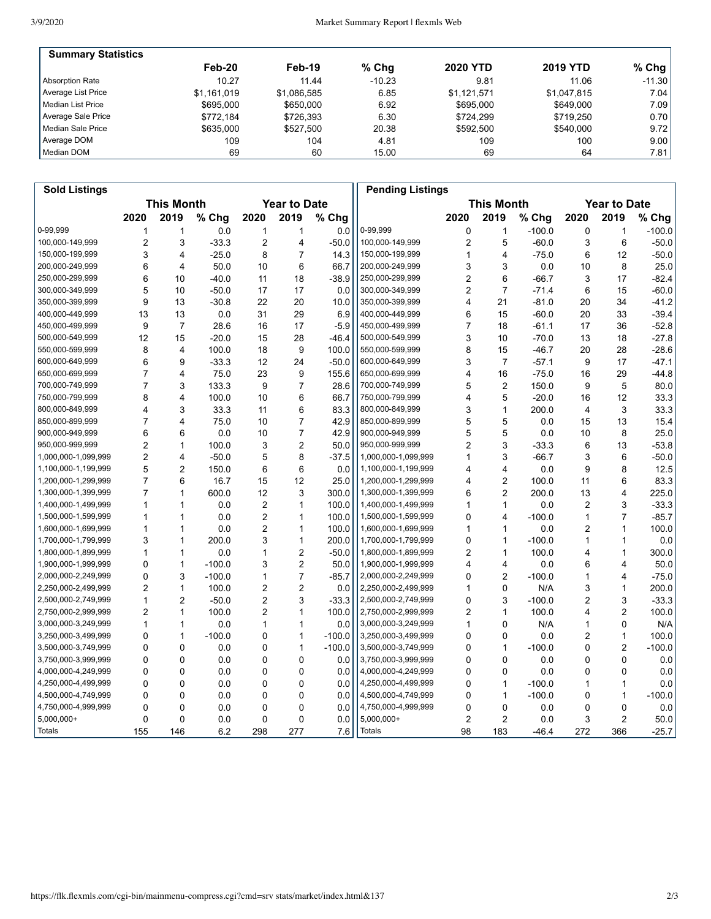## Summary Statistics

| | Feb-20 | Feb-19 | % Chg | 2020 YTD | 2019 YTD | % Chg |
|---|---|---|---|---|---|---|
| Absorption Rate | 10.27 | 11.44 | -10.23 | 9.81 | 11.06 | -11.30 |
| Average List Price | $1,161,019 | $1,086,585 | 6.85 | $1,121,571 | $1,047,815 | 7.04 |
| Median List Price | $695,000 | $650,000 | 6.92 | $695,000 | $649,000 | 7.09 |
| Average Sale Price | $772,184 | $726,393 | 6.30 | $724,299 | $719,250 | 0.70 |
| Median Sale Price | $635,000 | $527,500 | 20.38 | $592,500 | $540,000 | 9.72 |
| Average DOM | 109 | 104 | 4.81 | 109 | 100 | 9.00 |
| Median DOM | 69 | 60 | 15.00 | 69 | 64 | 7.81 |

## Sold Listings

| | This Month | | | Year to Date | | |
|---|---|---|---|---|---|---|
| | 2020 | 2019 | % Chg | 2020 | 2019 | % Chg |
| 0-99,999 | 1 | 1 | 0.0 | 1 | 1 | 0.0 |
| 100,000-149,999 | 2 | 3 | -33.3 | 2 | 4 | -50.0 |
| 150,000-199,999 | 3 | 4 | -25.0 | 8 | 7 | 14.3 |
| 200,000-249,999 | 6 | 4 | 50.0 | 10 | 6 | 66.7 |
| 250,000-299,999 | 6 | 10 | -40.0 | 11 | 18 | -38.9 |
| 300,000-349,999 | 5 | 10 | -50.0 | 17 | 17 | 0.0 |
| 350,000-399,999 | 9 | 13 | -30.8 | 22 | 20 | 10.0 |
| 400,000-449,999 | 13 | 13 | 0.0 | 31 | 29 | 6.9 |
| 450,000-499,999 | 9 | 7 | 28.6 | 16 | 17 | -5.9 |
| 500,000-549,999 | 12 | 15 | -20.0 | 15 | 28 | -46.4 |
| 550,000-599,999 | 8 | 4 | 100.0 | 18 | 9 | 100.0 |
| 600,000-649,999 | 6 | 9 | -33.3 | 12 | 24 | -50.0 |
| 650,000-699,999 | 7 | 4 | 75.0 | 23 | 9 | 155.6 |
| 700,000-749,999 | 7 | 3 | 133.3 | 9 | 7 | 28.6 |
| 750,000-799,999 | 8 | 4 | 100.0 | 10 | 6 | 66.7 |
| 800,000-849,999 | 4 | 3 | 33.3 | 11 | 6 | 83.3 |
| 850,000-899,999 | 7 | 4 | 75.0 | 10 | 7 | 42.9 |
| 900,000-949,999 | 6 | 6 | 0.0 | 10 | 7 | 42.9 |
| 950,000-999,999 | 2 | 1 | 100.0 | 3 | 2 | 50.0 |
| 1,000,000-1,099,999 | 2 | 4 | -50.0 | 5 | 8 | -37.5 |
| 1,100,000-1,199,999 | 5 | 2 | 150.0 | 6 | 6 | 0.0 |
| 1,200,000-1,299,999 | 7 | 6 | 16.7 | 15 | 12 | 25.0 |
| 1,300,000-1,399,999 | 7 | 1 | 600.0 | 12 | 3 | 300.0 |
| 1,400,000-1,499,999 | 1 | 1 | 0.0 | 2 | 1 | 100.0 |
| 1,500,000-1,599,999 | 1 | 1 | 0.0 | 2 | 1 | 100.0 |
| 1,600,000-1,699,999 | 1 | 1 | 0.0 | 2 | 1 | 100.0 |
| 1,700,000-1,799,999 | 3 | 1 | 200.0 | 3 | 1 | 200.0 |
| 1,800,000-1,899,999 | 1 | 1 | 0.0 | 1 | 2 | -50.0 |
| 1,900,000-1,999,999 | 0 | 1 | -100.0 | 3 | 2 | 50.0 |
| 2,000,000-2,249,999 | 0 | 3 | -100.0 | 1 | 7 | -85.7 |
| 2,250,000-2,499,999 | 2 | 1 | 100.0 | 2 | 2 | 0.0 |
| 2,500,000-2,749,999 | 1 | 2 | -50.0 | 2 | 3 | -33.3 |
| 2,750,000-2,999,999 | 2 | 1 | 100.0 | 2 | 1 | 100.0 |
| 3,000,000-3,249,999 | 1 | 1 | 0.0 | 1 | 1 | 0.0 |
| 3,250,000-3,499,999 | 0 | 1 | -100.0 | 0 | 1 | -100.0 |
| 3,500,000-3,749,999 | 0 | 0 | 0.0 | 0 | 1 | -100.0 |
| 3,750,000-3,999,999 | 0 | 0 | 0.0 | 0 | 0 | 0.0 |
| 4,000,000-4,249,999 | 0 | 0 | 0.0 | 0 | 0 | 0.0 |
| 4,250,000-4,499,999 | 0 | 0 | 0.0 | 0 | 0 | 0.0 |
| 4,500,000-4,749,999 | 0 | 0 | 0.0 | 0 | 0 | 0.0 |
| 4,750,000-4,999,999 | 0 | 0 | 0.0 | 0 | 0 | 0.0 |
| 5,000,000+ | 0 | 0 | 0.0 | 0 | 0 | 0.0 |
| Totals | 155 | 146 | 6.2 | 298 | 277 | 7.6 |

## Pending Listings

| | This Month | | | Year to Date | | |
|---|---|---|---|---|---|---|
| | 2020 | 2019 | % Chg | 2020 | 2019 | % Chg |
| 0-99,999 | 0 | 1 | -100.0 | 0 | 1 | -100.0 |
| 100,000-149,999 | 2 | 5 | -60.0 | 3 | 6 | -50.0 |
| 150,000-199,999 | 1 | 4 | -75.0 | 6 | 12 | -50.0 |
| 200,000-249,999 | 3 | 3 | 0.0 | 10 | 8 | 25.0 |
| 250,000-299,999 | 2 | 6 | -66.7 | 3 | 17 | -82.4 |
| 300,000-349,999 | 2 | 7 | -71.4 | 6 | 15 | -60.0 |
| 350,000-399,999 | 4 | 21 | -81.0 | 20 | 34 | -41.2 |
| 400,000-449,999 | 6 | 15 | -60.0 | 20 | 33 | -39.4 |
| 450,000-499,999 | 7 | 18 | -61.1 | 17 | 36 | -52.8 |
| 500,000-549,999 | 3 | 10 | -70.0 | 13 | 18 | -27.8 |
| 550,000-599,999 | 8 | 15 | -46.7 | 20 | 28 | -28.6 |
| 600,000-649,999 | 3 | 7 | -57.1 | 9 | 17 | -47.1 |
| 650,000-699,999 | 4 | 16 | -75.0 | 16 | 29 | -44.8 |
| 700,000-749,999 | 5 | 2 | 150.0 | 9 | 5 | 80.0 |
| 750,000-799,999 | 4 | 5 | -20.0 | 16 | 12 | 33.3 |
| 800,000-849,999 | 3 | 1 | 200.0 | 4 | 3 | 33.3 |
| 850,000-899,999 | 5 | 5 | 0.0 | 15 | 13 | 15.4 |
| 900,000-949,999 | 5 | 5 | 0.0 | 10 | 8 | 25.0 |
| 950,000-999,999 | 2 | 3 | -33.3 | 6 | 13 | -53.8 |
| 1,000,000-1,099,999 | 1 | 3 | -66.7 | 3 | 6 | -50.0 |
| 1,100,000-1,199,999 | 4 | 4 | 0.0 | 9 | 8 | 12.5 |
| 1,200,000-1,299,999 | 4 | 2 | 100.0 | 11 | 6 | 83.3 |
| 1,300,000-1,399,999 | 6 | 2 | 200.0 | 13 | 4 | 225.0 |
| 1,400,000-1,499,999 | 1 | 1 | 0.0 | 2 | 3 | -33.3 |
| 1,500,000-1,599,999 | 0 | 4 | -100.0 | 1 | 7 | -85.7 |
| 1,600,000-1,699,999 | 1 | 1 | 0.0 | 2 | 1 | 100.0 |
| 1,700,000-1,799,999 | 0 | 1 | -100.0 | 1 | 1 | 0.0 |
| 1,800,000-1,899,999 | 2 | 1 | 100.0 | 4 | 1 | 300.0 |
| 1,900,000-1,999,999 | 4 | 4 | 0.0 | 6 | 4 | 50.0 |
| 2,000,000-2,249,999 | 0 | 2 | -100.0 | 1 | 4 | -75.0 |
| 2,250,000-2,499,999 | 1 | 0 | N/A | 3 | 1 | 200.0 |
| 2,500,000-2,749,999 | 0 | 3 | -100.0 | 2 | 3 | -33.3 |
| 2,750,000-2,999,999 | 2 | 1 | 100.0 | 4 | 2 | 100.0 |
| 3,000,000-3,249,999 | 1 | 0 | N/A | 1 | 0 | N/A |
| 3,250,000-3,499,999 | 0 | 0 | 0.0 | 2 | 1 | 100.0 |
| 3,500,000-3,749,999 | 0 | 1 | -100.0 | 0 | 2 | -100.0 |
| 3,750,000-3,999,999 | 0 | 0 | 0.0 | 0 | 0 | 0.0 |
| 4,000,000-4,249,999 | 0 | 0 | 0.0 | 0 | 0 | 0.0 |
| 4,250,000-4,499,999 | 0 | 1 | -100.0 | 1 | 1 | 0.0 |
| 4,500,000-4,749,999 | 0 | 1 | -100.0 | 0 | 1 | -100.0 |
| 4,750,000-4,999,999 | 0 | 0 | 0.0 | 0 | 0 | 0.0 |
| 5,000,000+ | 2 | 2 | 0.0 | 3 | 2 | 50.0 |
| Totals | 98 | 183 | -46.4 | 272 | 366 | -25.7 |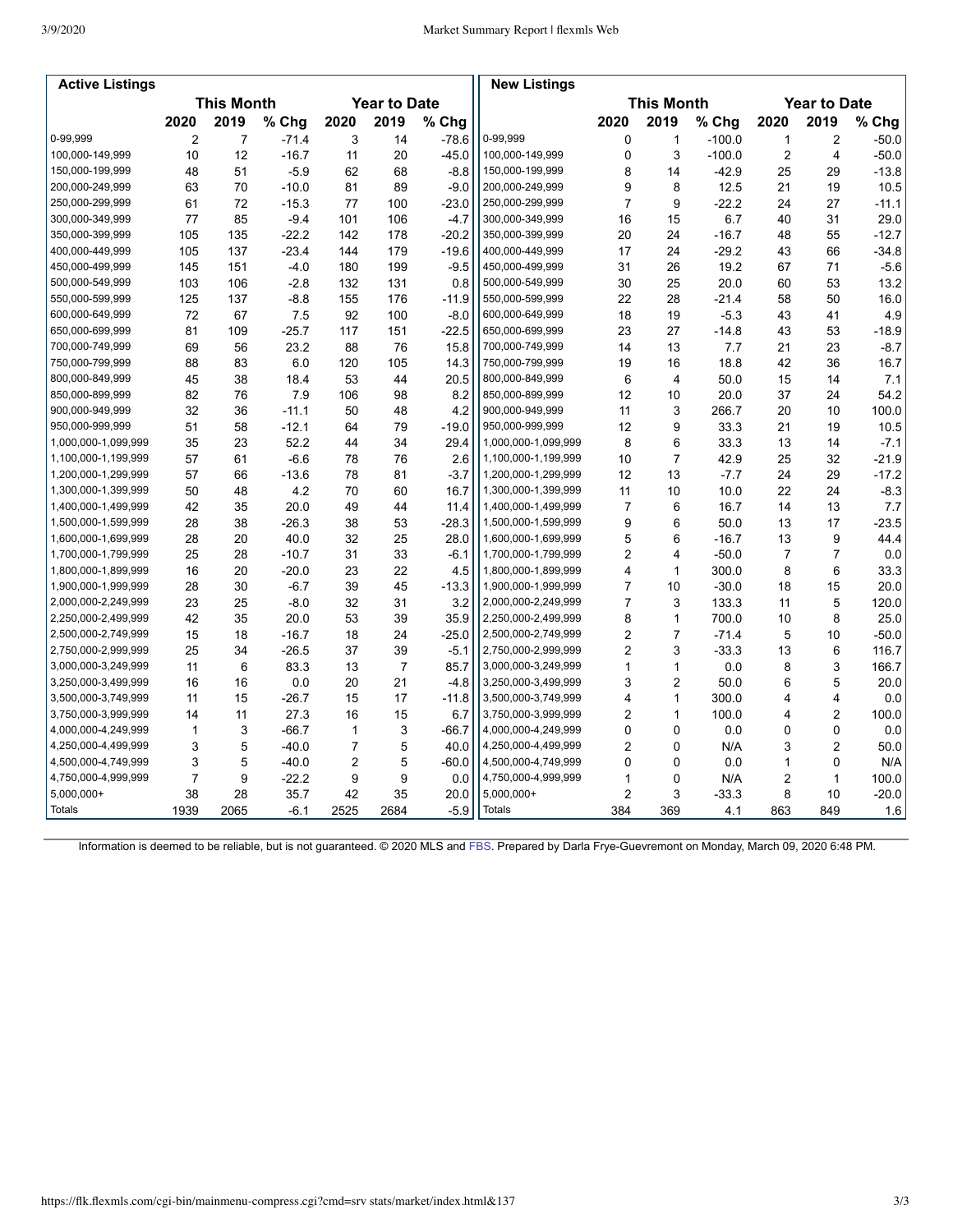## Active Listings

| | This Month | | | Year to Date | | |
|---|---|---|---|---|---|---|
| | 2020 | 2019 | % Chg | 2020 | 2019 | % Chg |
| 0-99,999 | 2 | 7 | -71.4 | 3 | 14 | -78.6 |
| 100,000-149,999 | 10 | 12 | -16.7 | 11 | 20 | -45.0 |
| 150,000-199,999 | 48 | 51 | -5.9 | 62 | 68 | -8.8 |
| 200,000-249,999 | 63 | 70 | -10.0 | 81 | 89 | -9.0 |
| 250,000-299,999 | 61 | 72 | -15.3 | 77 | 100 | -23.0 |
| 300,000-349,999 | 77 | 85 | -9.4 | 101 | 106 | -4.7 |
| 350,000-399,999 | 105 | 135 | -22.2 | 142 | 178 | -20.2 |
| 400,000-449,999 | 105 | 137 | -23.4 | 144 | 179 | -19.6 |
| 450,000-499,999 | 145 | 151 | -4.0 | 180 | 199 | -9.5 |
| 500,000-549,999 | 103 | 106 | -2.8 | 132 | 131 | 0.8 |
| 550,000-599,999 | 125 | 137 | -8.8 | 155 | 176 | -11.9 |
| 600,000-649,999 | 72 | 67 | 7.5 | 92 | 100 | -8.0 |
| 650,000-699,999 | 81 | 109 | -25.7 | 117 | 151 | -22.5 |
| 700,000-749,999 | 69 | 56 | 23.2 | 88 | 76 | 15.8 |
| 750,000-799,999 | 88 | 83 | 6.0 | 120 | 105 | 14.3 |
| 800,000-849,999 | 45 | 38 | 18.4 | 53 | 44 | 20.5 |
| 850,000-899,999 | 82 | 76 | 7.9 | 106 | 98 | 8.2 |
| 900,000-949,999 | 32 | 36 | -11.1 | 50 | 48 | 4.2 |
| 950,000-999,999 | 51 | 58 | -12.1 | 64 | 79 | -19.0 |
| 1,000,000-1,099,999 | 35 | 23 | 52.2 | 44 | 34 | 29.4 |
| 1,100,000-1,199,999 | 57 | 61 | -6.6 | 78 | 76 | 2.6 |
| 1,200,000-1,299,999 | 57 | 66 | -13.6 | 78 | 81 | -3.7 |
| 1,300,000-1,399,999 | 50 | 48 | 4.2 | 70 | 60 | 16.7 |
| 1,400,000-1,499,999 | 42 | 35 | 20.0 | 49 | 44 | 11.4 |
| 1,500,000-1,599,999 | 28 | 38 | -26.3 | 38 | 53 | -28.3 |
| 1,600,000-1,699,999 | 28 | 20 | 40.0 | 32 | 25 | 28.0 |
| 1,700,000-1,799,999 | 25 | 28 | -10.7 | 31 | 33 | -6.1 |
| 1,800,000-1,899,999 | 16 | 20 | -20.0 | 23 | 22 | 4.5 |
| 1,900,000-1,999,999 | 28 | 30 | -6.7 | 39 | 45 | -13.3 |
| 2,000,000-2,249,999 | 23 | 25 | -8.0 | 32 | 31 | 3.2 |
| 2,250,000-2,499,999 | 42 | 35 | 20.0 | 53 | 39 | 35.9 |
| 2,500,000-2,749,999 | 15 | 18 | -16.7 | 18 | 24 | -25.0 |
| 2,750,000-2,999,999 | 25 | 34 | -26.5 | 37 | 39 | -5.1 |
| 3,000,000-3,249,999 | 11 | 6 | 83.3 | 13 | 7 | 85.7 |
| 3,250,000-3,499,999 | 16 | 16 | 0.0 | 20 | 21 | -4.8 |
| 3,500,000-3,749,999 | 11 | 15 | -26.7 | 15 | 17 | -11.8 |
| 3,750,000-3,999,999 | 14 | 11 | 27.3 | 16 | 15 | 6.7 |
| 4,000,000-4,249,999 | 1 | 3 | -66.7 | 1 | 3 | -66.7 |
| 4,250,000-4,499,999 | 3 | 5 | -40.0 | 7 | 5 | 40.0 |
| 4,500,000-4,749,999 | 3 | 5 | -40.0 | 2 | 5 | -60.0 |
| 4,750,000-4,999,999 | 7 | 9 | -22.2 | 9 | 9 | 0.0 |
| 5,000,000+ | 38 | 28 | 35.7 | 42 | 35 | 20.0 |
| Totals | 1939 | 2065 | -6.1 | 2525 | 2684 | -5.9 |

## New Listings

| | This Month | | | Year to Date | | |
|---|---|---|---|---|---|---|
| | 2020 | 2019 | % Chg | 2020 | 2019 | % Chg |
| 0-99,999 | 0 | 1 | -100.0 | 1 | 2 | -50.0 |
| 100,000-149,999 | 0 | 3 | -100.0 | 2 | 4 | -50.0 |
| 150,000-199,999 | 8 | 14 | -42.9 | 25 | 29 | -13.8 |
| 200,000-249,999 | 9 | 8 | 12.5 | 21 | 19 | 10.5 |
| 250,000-299,999 | 7 | 9 | -22.2 | 24 | 27 | -11.1 |
| 300,000-349,999 | 16 | 15 | 6.7 | 40 | 31 | 29.0 |
| 350,000-399,999 | 20 | 24 | -16.7 | 48 | 55 | -12.7 |
| 400,000-449,999 | 17 | 24 | -29.2 | 43 | 66 | -34.8 |
| 450,000-499,999 | 31 | 26 | 19.2 | 67 | 71 | -5.6 |
| 500,000-549,999 | 30 | 25 | 20.0 | 60 | 53 | 13.2 |
| 550,000-599,999 | 22 | 28 | -21.4 | 58 | 50 | 16.0 |
| 600,000-649,999 | 18 | 19 | -5.3 | 43 | 41 | 4.9 |
| 650,000-699,999 | 23 | 27 | -14.8 | 43 | 53 | -18.9 |
| 700,000-749,999 | 14 | 13 | 7.7 | 21 | 23 | -8.7 |
| 750,000-799,999 | 19 | 16 | 18.8 | 42 | 36 | 16.7 |
| 800,000-849,999 | 6 | 4 | 50.0 | 15 | 14 | 7.1 |
| 850,000-899,999 | 12 | 10 | 20.0 | 37 | 24 | 54.2 |
| 900,000-949,999 | 11 | 3 | 266.7 | 20 | 10 | 100.0 |
| 950,000-999,999 | 12 | 9 | 33.3 | 21 | 19 | 10.5 |
| 1,000,000-1,099,999 | 8 | 6 | 33.3 | 13 | 14 | -7.1 |
| 1,100,000-1,199,999 | 10 | 7 | 42.9 | 25 | 32 | -21.9 |
| 1,200,000-1,299,999 | 12 | 13 | -7.7 | 24 | 29 | -17.2 |
| 1,300,000-1,399,999 | 11 | 10 | 10.0 | 22 | 24 | -8.3 |
| 1,400,000-1,499,999 | 7 | 6 | 16.7 | 14 | 13 | 7.7 |
| 1,500,000-1,599,999 | 9 | 6 | 50.0 | 13 | 17 | -23.5 |
| 1,600,000-1,699,999 | 5 | 6 | -16.7 | 13 | 9 | 44.4 |
| 1,700,000-1,799,999 | 2 | 4 | -50.0 | 7 | 7 | 0.0 |
| 1,800,000-1,899,999 | 4 | 1 | 300.0 | 8 | 6 | 33.3 |
| 1,900,000-1,999,999 | 7 | 10 | -30.0 | 18 | 15 | 20.0 |
| 2,000,000-2,249,999 | 7 | 3 | 133.3 | 11 | 5 | 120.0 |
| 2,250,000-2,499,999 | 8 | 1 | 700.0 | 10 | 8 | 25.0 |
| 2,500,000-2,749,999 | 2 | 7 | -71.4 | 5 | 10 | -50.0 |
| 2,750,000-2,999,999 | 2 | 3 | -33.3 | 13 | 6 | 116.7 |
| 3,000,000-3,249,999 | 1 | 1 | 0.0 | 8 | 3 | 166.7 |
| 3,250,000-3,499,999 | 3 | 2 | 50.0 | 6 | 5 | 20.0 |
| 3,500,000-3,749,999 | 4 | 1 | 300.0 | 4 | 4 | 0.0 |
| 3,750,000-3,999,999 | 2 | 1 | 100.0 | 4 | 2 | 100.0 |
| 4,000,000-4,249,999 | 0 | 0 | 0.0 | 0 | 0 | 0.0 |
| 4,250,000-4,499,999 | 2 | 0 | N/A | 3 | 2 | 50.0 |
| 4,500,000-4,749,999 | 0 | 0 | 0.0 | 1 | 0 | N/A |
| 4,750,000-4,999,999 | 1 | 0 | N/A | 2 | 1 | 100.0 |
| 5,000,000+ | 2 | 3 | -33.3 | 8 | 10 | -20.0 |
| Totals | 384 | 369 | 4.1 | 863 | 849 | 1.6 |

Information is deemed to be reliable, but is not guaranteed. © 2020 MLS and FBS. Prepared by Darla Frye-Guevremont on Monday, March 09, 2020 6:48 PM.